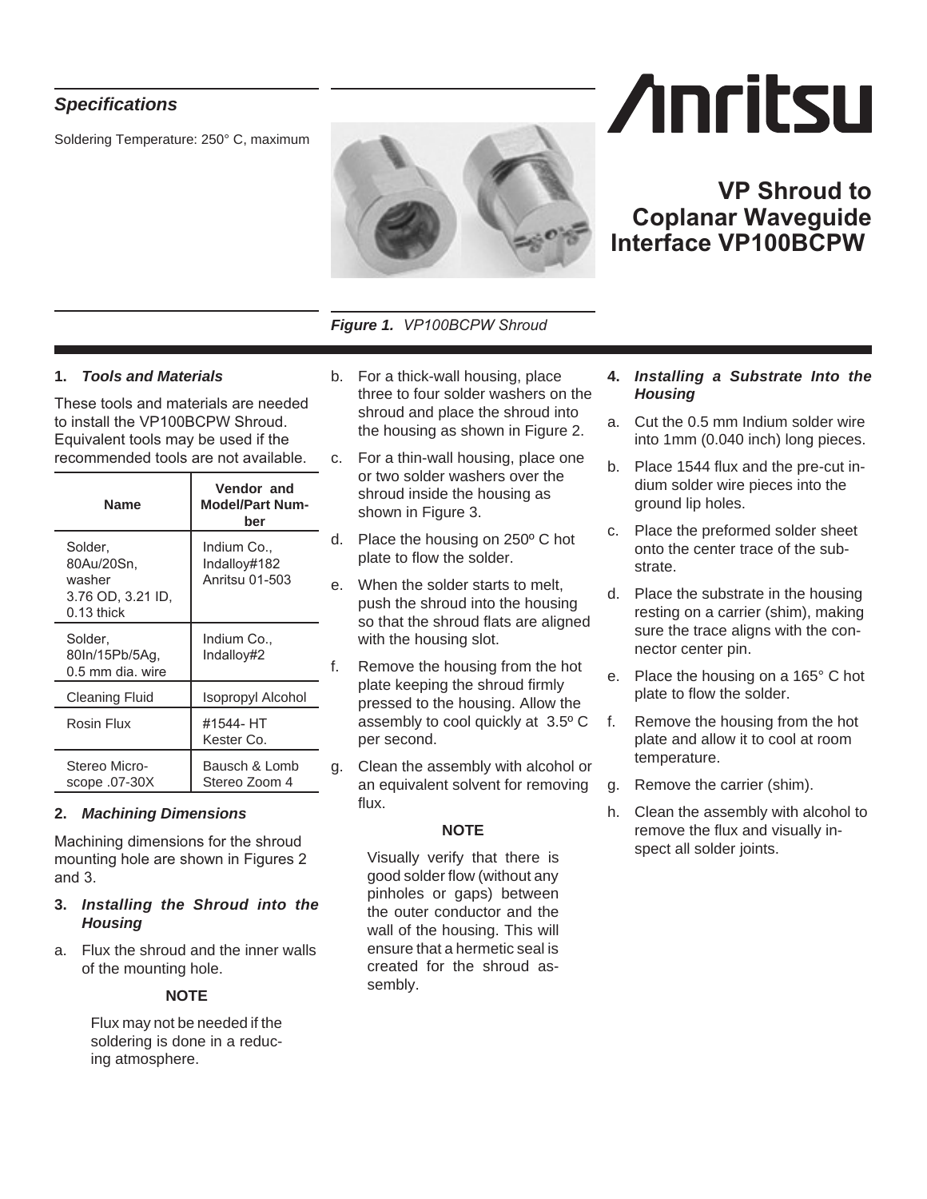# VP Shroud to Coplanar Waveguide Interface VP100BCPW

## *Specifications*

Soldering Temperature: 250° C, maximum

***Figure 1.*** *VP100BCPW Shroud*

## 1. *Tools and Materials*

These tools and materials are needed to install the VP100BCPW Shroud. Equivalent tools may be used if the recommended tools are not available.

| Name | Vendor and Model/Part Number |
|---|---|
| Solder, 80Au/20Sn, washer 3.76 OD, 3.21 ID, 0.13 thick | Indium Co., Indalloy#182 Anritsu 01-503 |
| Solder, 80In/15Pb/5Ag, 0.5 mm dia. wire | Indium Co., Indalloy#2 |
| Cleaning Fluid | Isopropyl Alcohol |
| Rosin Flux | #1544- HT Kester Co. |
| Stereo Microscope .07-30X | Bausch & Lomb Stereo Zoom 4 |

## 2. *Machining Dimensions*

Machining dimensions for the shroud mounting hole are shown in Figures 2 and 3.

## 3. *Installing the Shroud into the Housing*

a. Flux the shroud and the inner walls of the mounting hole.

**NOTE**

Flux may not be needed if the soldering is done in a reducing atmosphere.

b. For a thick-wall housing, place three to four solder washers on the shroud and place the shroud into the housing as shown in Figure 2.

c. For a thin-wall housing, place one or two solder washers over the shroud inside the housing as shown in Figure 3.

d. Place the housing on 250º C hot plate to flow the solder.

e. When the solder starts to melt, push the shroud into the housing so that the shroud flats are aligned with the housing slot.

f. Remove the housing from the hot plate keeping the shroud firmly pressed to the housing. Allow the assembly to cool quickly at 3.5º C per second.

g. Clean the assembly with alcohol or an equivalent solvent for removing flux.

**NOTE**

Visually verify that there is good solder flow (without any pinholes or gaps) between the outer conductor and the wall of the housing. This will ensure that a hermetic seal is created for the shroud assembly.

## 4. *Installing a Substrate Into the Housing*

a. Cut the 0.5 mm Indium solder wire into 1mm (0.040 inch) long pieces.

b. Place 1544 flux and the pre-cut indium solder wire pieces into the ground lip holes.

c. Place the preformed solder sheet onto the center trace of the substrate.

d. Place the substrate in the housing resting on a carrier (shim), making sure the trace aligns with the connector center pin.

e. Place the housing on a 165° C hot plate to flow the solder.

f. Remove the housing from the hot plate and allow it to cool at room temperature.

g. Remove the carrier (shim).

h. Clean the assembly with alcohol to remove the flux and visually inspect all solder joints.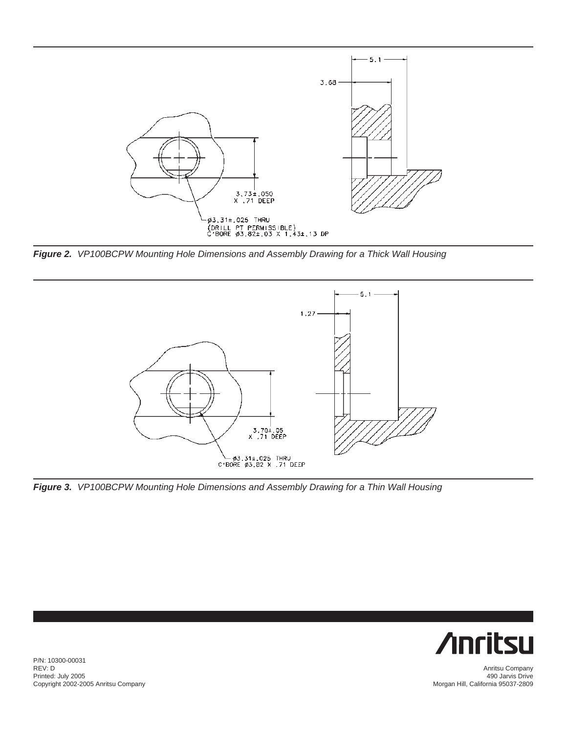5.1

3.68

3.73±.050
X .71 DEEP

ø3.31±.025 THRU
(DRILL PT PERMISSIBLE)
C'BORE ø3.82±.03 X 1.43±.13 DP

***Figure 2.*** *VP100BCPW Mounting Hole Dimensions and Assembly Drawing for a Thick Wall Housing*

5.1

1.27

3.70±.05
X .71 DEEP

ø3.31±.025 THRU
C'BORE ø3.82 X .71 DEEP

***Figure 3.*** *VP100BCPW Mounting Hole Dimensions and Assembly Drawing for a Thin Wall Housing*

P/N: 10300-00031
REV: D
Printed: July 2005
Copyright 2002-2005 Anritsu Company

Anritsu

Anritsu Company
490 Jarvis Drive
Morgan Hill, California 95037-2809